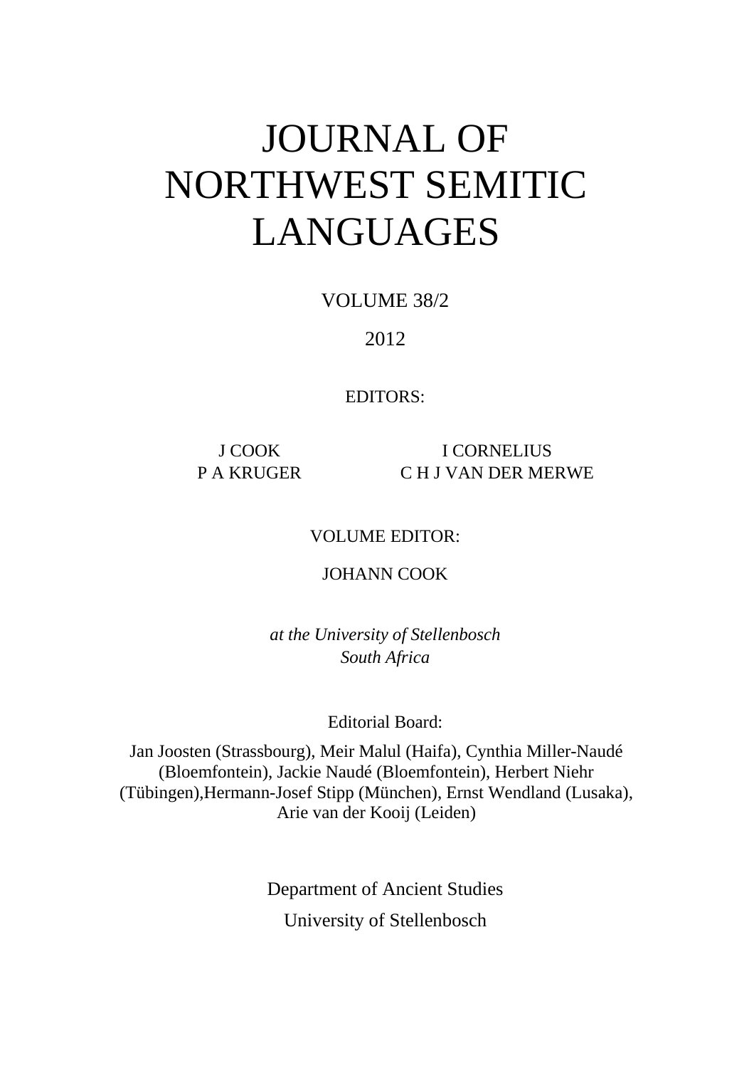# JOURNAL OF NORTHWEST SEMITIC LANGUAGES

VOLUME 38/2

2012

EDITORS:

J COOK　　I CORNELIUS

P A KRUGER　　C H J VAN DER MERWE

VOLUME EDITOR:

JOHANN COOK

*at the University of Stellenbosch*
*South Africa*

Editorial Board:

Jan Joosten (Strassbourg), Meir Malul (Haifa), Cynthia Miller-Naudé (Bloemfontein), Jackie Naudé (Bloemfontein), Herbert Niehr (Tübingen),Hermann-Josef Stipp (München), Ernst Wendland (Lusaka), Arie van der Kooij (Leiden)

Department of Ancient Studies

University of Stellenbosch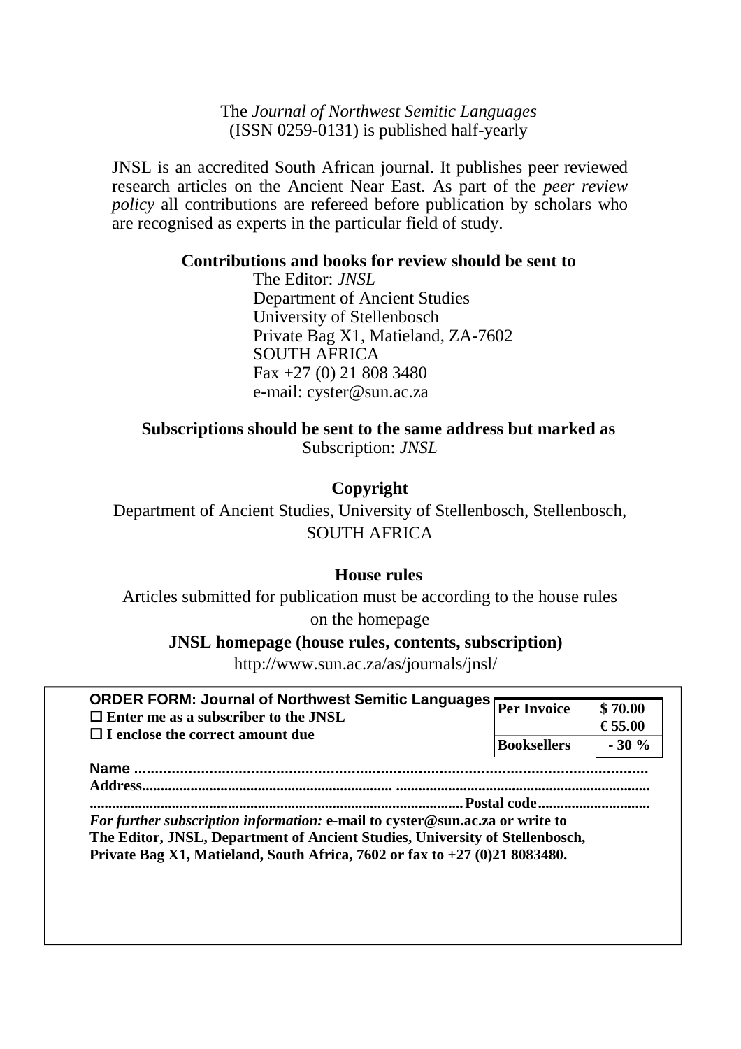The *Journal of Northwest Semitic Languages*
(ISSN 0259-0131) is published half-yearly

JNSL is an accredited South African journal. It publishes peer reviewed research articles on the Ancient Near East. As part of the *peer review policy* all contributions are refereed before publication by scholars who are recognised as experts in the particular field of study.

**Contributions and books for review should be sent to**

The Editor: *JNSL*
Department of Ancient Studies
University of Stellenbosch
Private Bag X1, Matieland, ZA-7602
SOUTH AFRICA
Fax +27 (0) 21 808 3480
e-mail: cyster@sun.ac.za

**Subscriptions should be sent to the same address but marked as**
Subscription: *JNSL*

**Copyright**

Department of Ancient Studies, University of Stellenbosch, Stellenbosch, SOUTH AFRICA

**House rules**

Articles submitted for publication must be according to the house rules on the homepage

**JNSL homepage (house rules, contents, subscription)**
http://www.sun.ac.za/as/journals/jnsl/

**ORDER FORM: Journal of Northwest Semitic Languages**

☐ **Enter me as a subscriber to the JNSL**
☐ **I enclose the correct amount due**

| | |
|---|---|
| **Per Invoice** | **$ 70.00** |
| | **€ 55.00** |
| **Booksellers** | **- 30 %** |

**Name** ..........................................................................................................
**Address**................................................................. ..................................................................
................................................................................................**Postal code**.............................

***For further subscription information:*** **e-mail to cyster@sun.ac.za or write to The Editor, JNSL, Department of Ancient Studies, University of Stellenbosch, Private Bag X1, Matieland, South Africa, 7602 or fax to +27 (0)21 8083480.**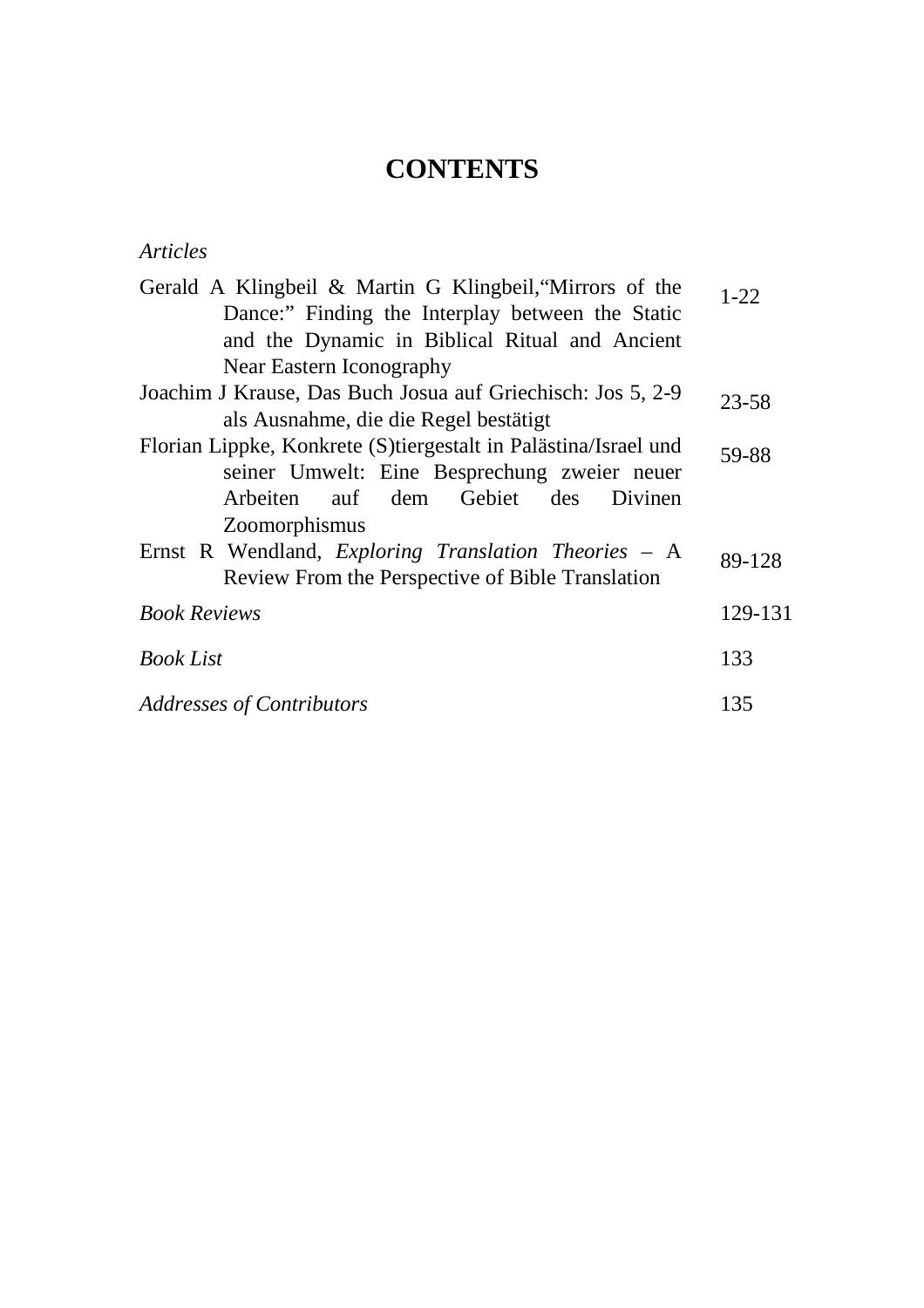# CONTENTS

*Articles*

| | |
|---|---|
| Gerald A Klingbeil & Martin G Klingbeil,"Mirrors of the Dance:" Finding the Interplay between the Static and the Dynamic in Biblical Ritual and Ancient Near Eastern Iconography | 1-22 |
| Joachim J Krause, Das Buch Josua auf Griechisch: Jos 5, 2-9 als Ausnahme, die die Regel bestätigt | 23-58 |
| Florian Lippke, Konkrete (S)tiergestalt in Palästina/Israel und seiner Umwelt: Eine Besprechung zweier neuer Arbeiten auf dem Gebiet des Divinen Zoomorphismus | 59-88 |
| Ernst R Wendland, *Exploring Translation Theories* – A Review From the Perspective of Bible Translation | 89-128 |
| *Book Reviews* | 129-131 |
| *Book List* | 133 |
| *Addresses of Contributors* | 135 |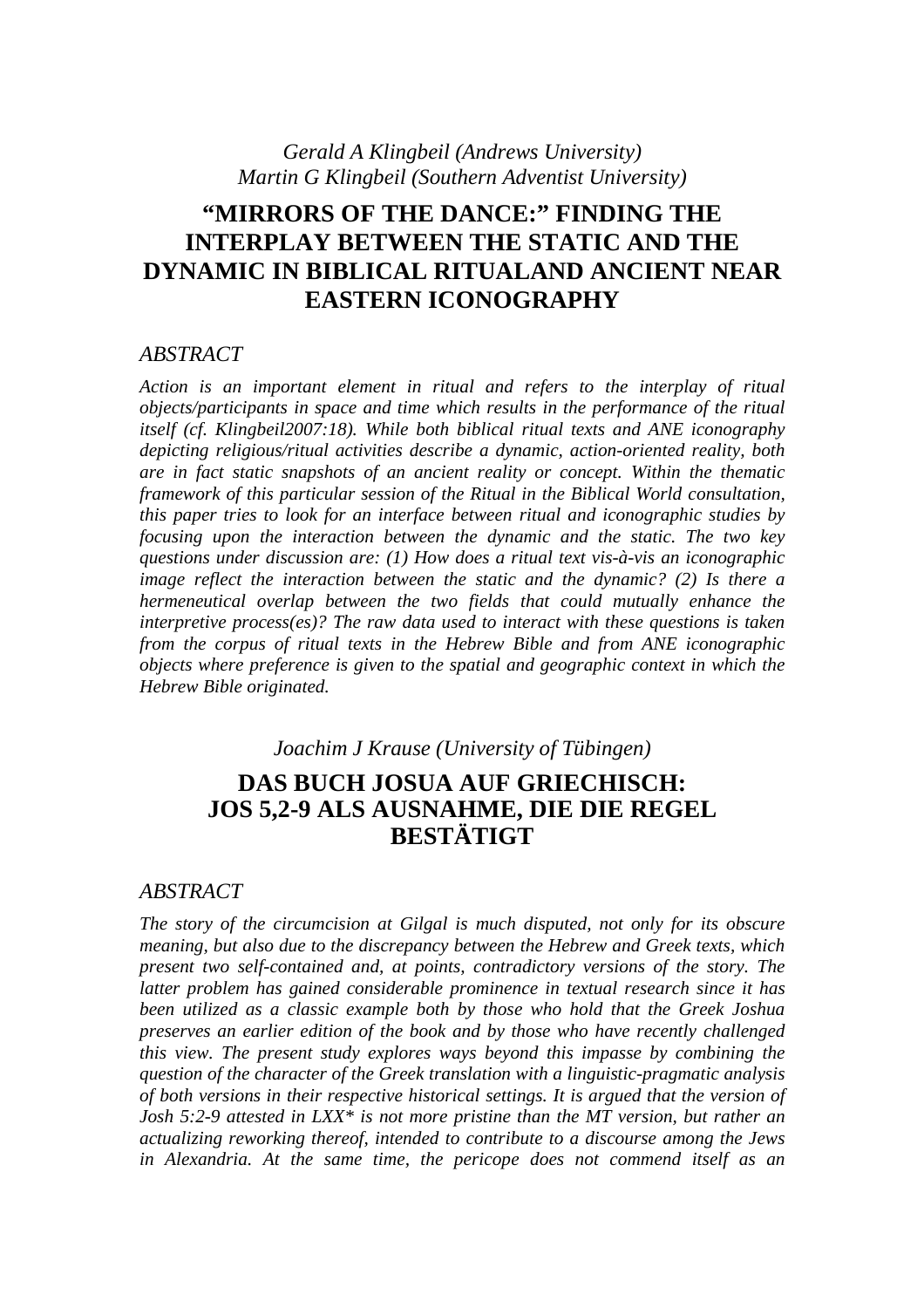*Gerald A Klingbeil (Andrews University)*
*Martin G Klingbeil (Southern Adventist University)*

## "MIRRORS OF THE DANCE:" FINDING THE INTERPLAY BETWEEN THE STATIC AND THE DYNAMIC IN BIBLICAL RITUALAND ANCIENT NEAR EASTERN ICONOGRAPHY

### ABSTRACT

*Action is an important element in ritual and refers to the interplay of ritual objects/participants in space and time which results in the performance of the ritual itself (cf. Klingbeil2007:18). While both biblical ritual texts and ANE iconography depicting religious/ritual activities describe a dynamic, action-oriented reality, both are in fact static snapshots of an ancient reality or concept. Within the thematic framework of this particular session of the Ritual in the Biblical World consultation, this paper tries to look for an interface between ritual and iconographic studies by focusing upon the interaction between the dynamic and the static. The two key questions under discussion are: (1) How does a ritual text vis-à-vis an iconographic image reflect the interaction between the static and the dynamic? (2) Is there a hermeneutical overlap between the two fields that could mutually enhance the interpretive process(es)? The raw data used to interact with these questions is taken from the corpus of ritual texts in the Hebrew Bible and from ANE iconographic objects where preference is given to the spatial and geographic context in which the Hebrew Bible originated.*

*Joachim J Krause (University of Tübingen)*

## DAS BUCH JOSUA AUF GRIECHISCH: JOS 5,2-9 ALS AUSNAHME, DIE DIE REGEL BESTÄTIGT

### ABSTRACT

*The story of the circumcision at Gilgal is much disputed, not only for its obscure meaning, but also due to the discrepancy between the Hebrew and Greek texts, which present two self-contained and, at points, contradictory versions of the story. The latter problem has gained considerable prominence in textual research since it has been utilized as a classic example both by those who hold that the Greek Joshua preserves an earlier edition of the book and by those who have recently challenged this view. The present study explores ways beyond this impasse by combining the question of the character of the Greek translation with a linguistic-pragmatic analysis of both versions in their respective historical settings. It is argued that the version of Josh 5:2-9 attested in LXX\* is not more pristine than the MT version, but rather an actualizing reworking thereof, intended to contribute to a discourse among the Jews in Alexandria. At the same time, the pericope does not commend itself as an*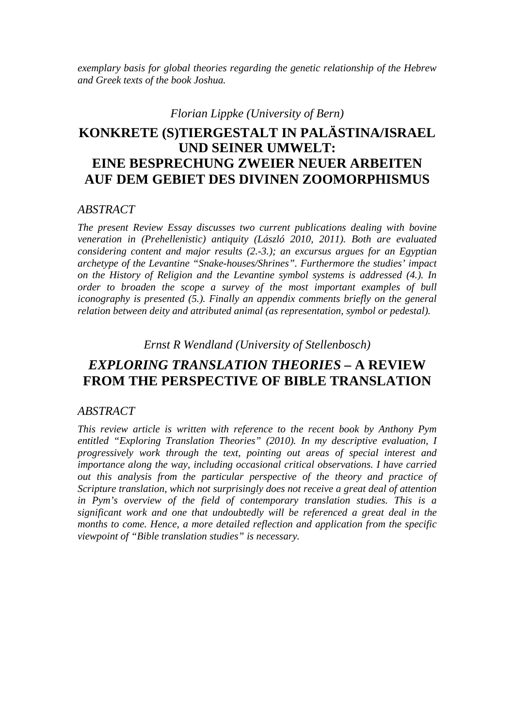*exemplary basis for global theories regarding the genetic relationship of the Hebrew and Greek texts of the book Joshua.*

*Florian Lippke (University of Bern)*

# KONKRETE (S)TIERGESTALT IN PALÄSTINA/ISRAEL UND SEINER UMWELT: EINE BESPRECHUNG ZWEIER NEUER ARBEITEN AUF DEM GEBIET DES DIVINEN ZOOMORPHISMUS

## *ABSTRACT*

***The present Review Essay discusses two current publications dealing with bovine veneration in (Prehellenistic) antiquity (László 2010, 2011). Both are evaluated considering content and major results (2.-3.); an excursus argues for an Egyptian archetype of the Levantine "Snake-houses/Shrines". Furthermore the studies' impact on the History of Religion and the Levantine symbol systems is addressed (4.). In order to broaden the scope a survey of the most important examples of bull iconography is presented (5.). Finally an appendix comments briefly on the general relation between deity and attributed animal (as representation, symbol or pedestal).***

*Ernst R Wendland (University of Stellenbosch)*

# *EXPLORING TRANSLATION THEORIES* – A REVIEW FROM THE PERSPECTIVE OF BIBLE TRANSLATION

## *ABSTRACT*

***This review article is written with reference to the recent book by Anthony Pym entitled "Exploring Translation Theories" (2010). In my descriptive evaluation, I progressively work through the text, pointing out areas of special interest and importance along the way, including occasional critical observations. I have carried out this analysis from the particular perspective of the theory and practice of Scripture translation, which not surprisingly does not receive a great deal of attention in Pym's overview of the field of contemporary translation studies. This is a significant work and one that undoubtedly will be referenced a great deal in the months to come. Hence, a more detailed reflection and application from the specific viewpoint of "Bible translation studies" is necessary.***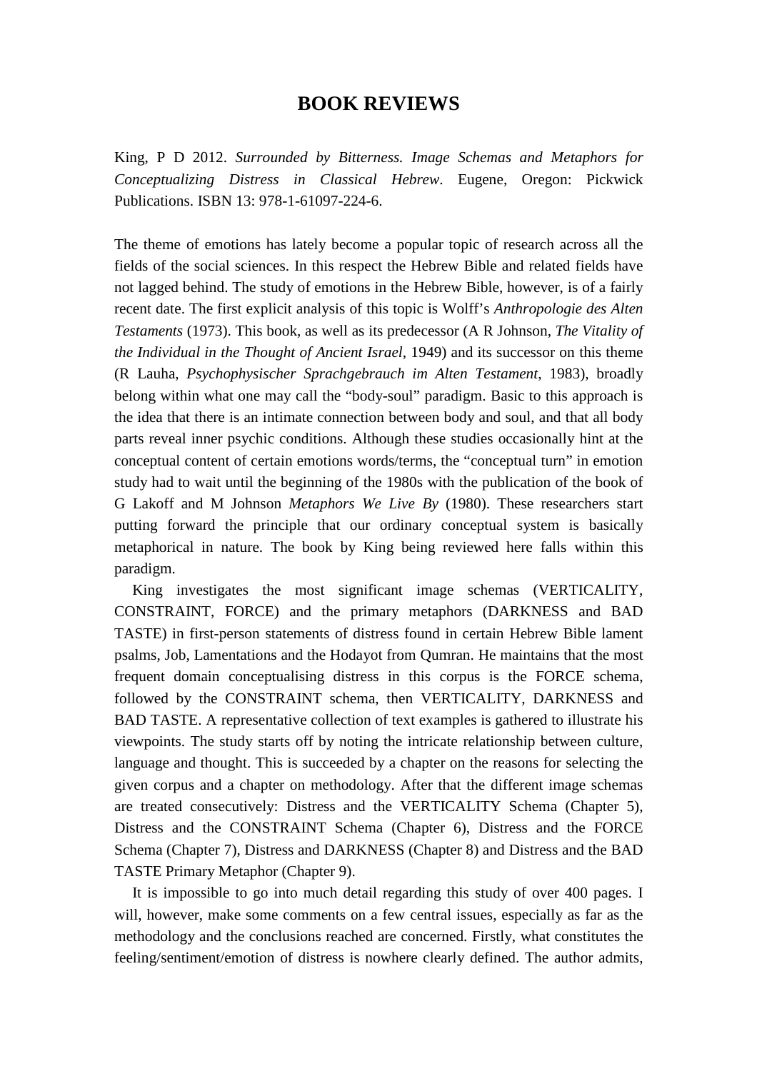# BOOK REVIEWS

King, P D 2012. *Surrounded by Bitterness. Image Schemas and Metaphors for Conceptualizing Distress in Classical Hebrew*. Eugene, Oregon: Pickwick Publications. ISBN 13: 978-1-61097-224-6.

The theme of emotions has lately become a popular topic of research across all the fields of the social sciences. In this respect the Hebrew Bible and related fields have not lagged behind. The study of emotions in the Hebrew Bible, however, is of a fairly recent date. The first explicit analysis of this topic is Wolff's *Anthropologie des Alten Testaments* (1973). This book, as well as its predecessor (A R Johnson, *The Vitality of the Individual in the Thought of Ancient Israel*, 1949) and its successor on this theme (R Lauha, *Psychophysischer Sprachgebrauch im Alten Testament*, 1983), broadly belong within what one may call the "body-soul" paradigm. Basic to this approach is the idea that there is an intimate connection between body and soul, and that all body parts reveal inner psychic conditions. Although these studies occasionally hint at the conceptual content of certain emotions words/terms, the "conceptual turn" in emotion study had to wait until the beginning of the 1980s with the publication of the book of G Lakoff and M Johnson *Metaphors We Live By* (1980). These researchers start putting forward the principle that our ordinary conceptual system is basically metaphorical in nature. The book by King being reviewed here falls within this paradigm.

King investigates the most significant image schemas (VERTICALITY, CONSTRAINT, FORCE) and the primary metaphors (DARKNESS and BAD TASTE) in first-person statements of distress found in certain Hebrew Bible lament psalms, Job, Lamentations and the Hodayot from Qumran. He maintains that the most frequent domain conceptualising distress in this corpus is the FORCE schema, followed by the CONSTRAINT schema, then VERTICALITY, DARKNESS and BAD TASTE. A representative collection of text examples is gathered to illustrate his viewpoints. The study starts off by noting the intricate relationship between culture, language and thought. This is succeeded by a chapter on the reasons for selecting the given corpus and a chapter on methodology. After that the different image schemas are treated consecutively: Distress and the VERTICALITY Schema (Chapter 5), Distress and the CONSTRAINT Schema (Chapter 6), Distress and the FORCE Schema (Chapter 7), Distress and DARKNESS (Chapter 8) and Distress and the BAD TASTE Primary Metaphor (Chapter 9).

It is impossible to go into much detail regarding this study of over 400 pages. I will, however, make some comments on a few central issues, especially as far as the methodology and the conclusions reached are concerned. Firstly, what constitutes the feeling/sentiment/emotion of distress is nowhere clearly defined. The author admits,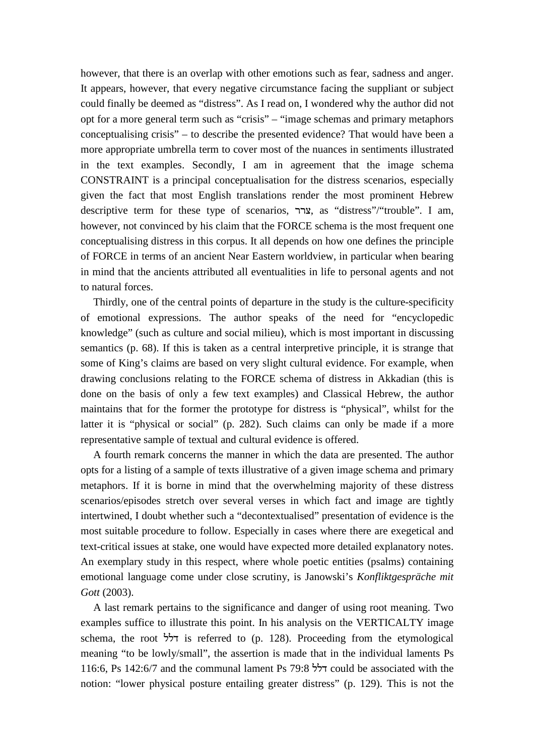however, that there is an overlap with other emotions such as fear, sadness and anger. It appears, however, that every negative circumstance facing the suppliant or subject could finally be deemed as "distress". As I read on, I wondered why the author did not opt for a more general term such as "crisis" – "image schemas and primary metaphors conceptualising crisis" – to describe the presented evidence? That would have been a more appropriate umbrella term to cover most of the nuances in sentiments illustrated in the text examples. Secondly, I am in agreement that the image schema CONSTRAINT is a principal conceptualisation for the distress scenarios, especially given the fact that most English translations render the most prominent Hebrew descriptive term for these type of scenarios, צרר, as "distress"/"trouble". I am, however, not convinced by his claim that the FORCE schema is the most frequent one conceptualising distress in this corpus. It all depends on how one defines the principle of FORCE in terms of an ancient Near Eastern worldview, in particular when bearing in mind that the ancients attributed all eventualities in life to personal agents and not to natural forces.

Thirdly, one of the central points of departure in the study is the culture-specificity of emotional expressions. The author speaks of the need for "encyclopedic knowledge" (such as culture and social milieu), which is most important in discussing semantics (p. 68). If this is taken as a central interpretive principle, it is strange that some of King's claims are based on very slight cultural evidence. For example, when drawing conclusions relating to the FORCE schema of distress in Akkadian (this is done on the basis of only a few text examples) and Classical Hebrew, the author maintains that for the former the prototype for distress is "physical", whilst for the latter it is "physical or social" (p. 282). Such claims can only be made if a more representative sample of textual and cultural evidence is offered.

A fourth remark concerns the manner in which the data are presented. The author opts for a listing of a sample of texts illustrative of a given image schema and primary metaphors. If it is borne in mind that the overwhelming majority of these distress scenarios/episodes stretch over several verses in which fact and image are tightly intertwined, I doubt whether such a "decontextualised" presentation of evidence is the most suitable procedure to follow. Especially in cases where there are exegetical and text-critical issues at stake, one would have expected more detailed explanatory notes. An exemplary study in this respect, where whole poetic entities (psalms) containing emotional language come under close scrutiny, is Janowski's *Konfliktgespräche mit Gott* (2003).

A last remark pertains to the significance and danger of using root meaning. Two examples suffice to illustrate this point. In his analysis on the VERTICALTY image schema, the root דלל is referred to (p. 128). Proceeding from the etymological meaning "to be lowly/small", the assertion is made that in the individual laments Ps 116:6, Ps 142:6/7 and the communal lament Ps 79:8 דלל could be associated with the notion: "lower physical posture entailing greater distress" (p. 129). This is not the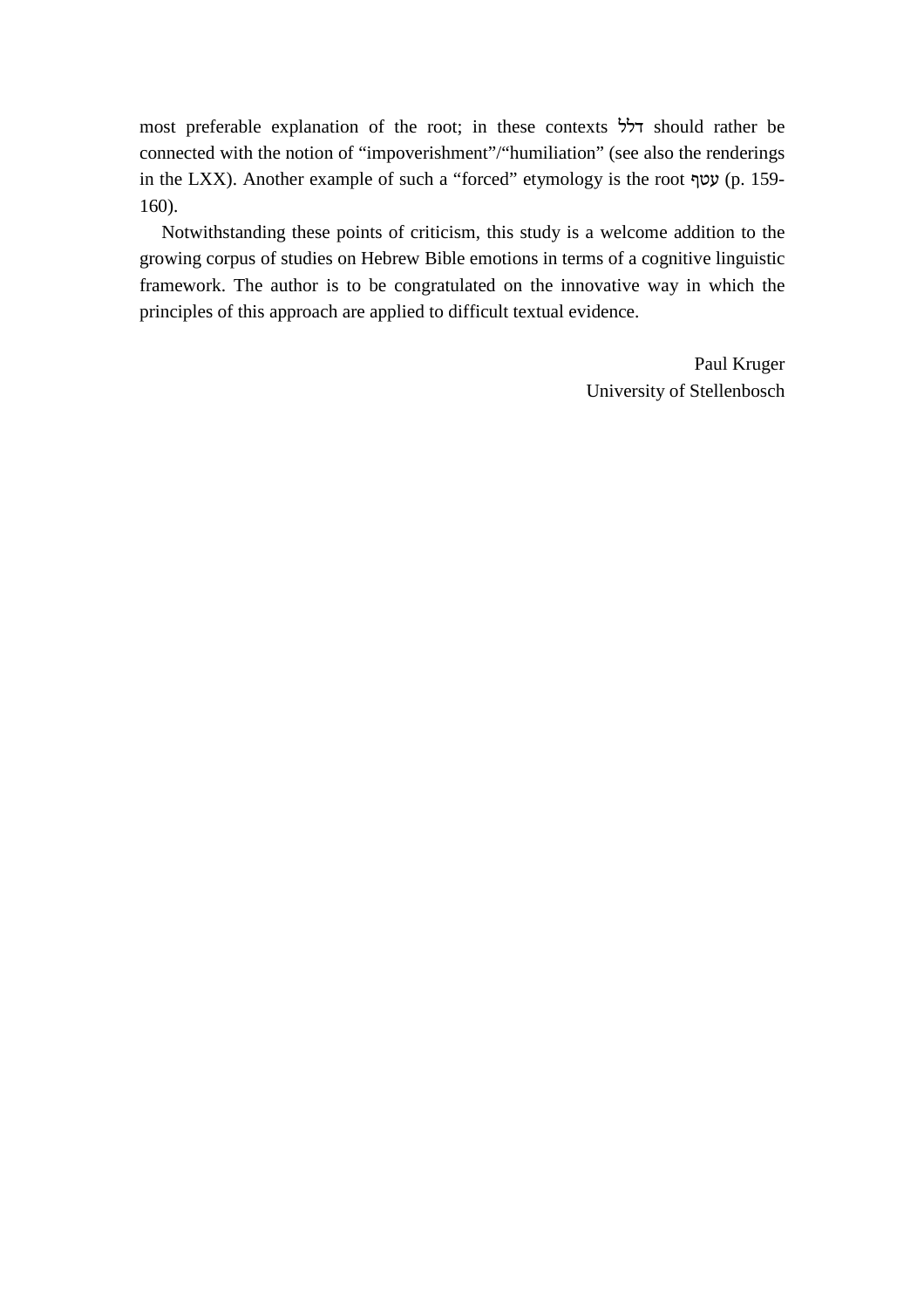most preferable explanation of the root; in these contexts דלל should rather be connected with the notion of "impoverishment"/"humiliation" (see also the renderings in the LXX). Another example of such a "forced" etymology is the root עטף (p. 159-160).

Notwithstanding these points of criticism, this study is a welcome addition to the growing corpus of studies on Hebrew Bible emotions in terms of a cognitive linguistic framework. The author is to be congratulated on the innovative way in which the principles of this approach are applied to difficult textual evidence.

Paul Kruger
University of Stellenbosch